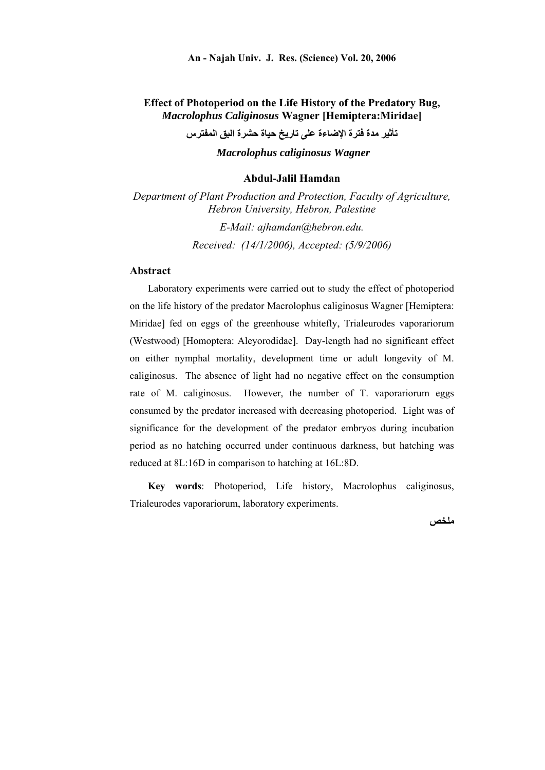# Effect of Photoperiod on the Life History of the Predatory Bug, *Macrolophus Caliginosus* Wagner [Hemiptera:Miridae]

## تأثير مدة فترة الإضاءة على تاريخ حياة حشرة البق المفترس

## *Macrolophus caliginosus Wagner*

**Abdul-Jalil Hamdan**

*Department of Plant Production and Protection, Faculty of Agriculture, Hebron University, Hebron, Palestine*

*E-Mail: ajhamdan@hebron.edu.*

*Received: (14/1/2006), Accepted: (5/9/2006)*

### Abstract

Laboratory experiments were carried out to study the effect of photoperiod on the life history of the predator Macrolophus caliginosus Wagner [Hemiptera: Miridae] fed on eggs of the greenhouse whitefly, Trialeurodes vaporariorum (Westwood) [Homoptera: Aleyorodidae]. Day-length had no significant effect on either nymphal mortality, development time or adult longevity of M. caliginosus. The absence of light had no negative effect on the consumption rate of M. caliginosus. However, the number of T. vaporariorum eggs consumed by the predator increased with decreasing photoperiod. Light was of significance for the development of the predator embryos during incubation period as no hatching occurred under continuous darkness, but hatching was reduced at 8L:16D in comparison to hatching at 16L:8D.

**Key words**: Photoperiod, Life history, Macrolophus caliginosus, Trialeurodes vaporariorum, laboratory experiments.

### ملخص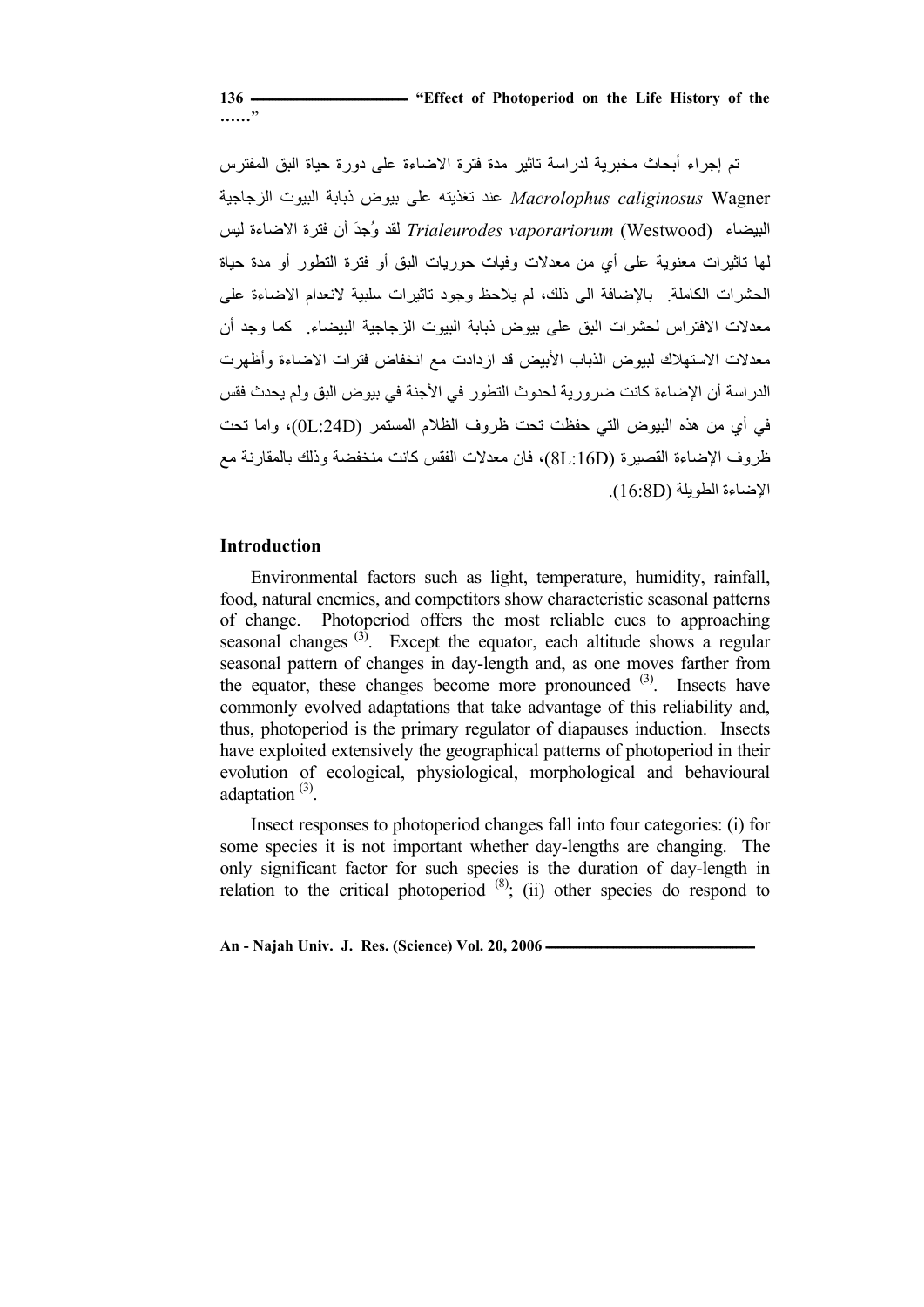تم إجراء أبحاث مخبرية لدراسة تاثير مدة فترة الاضاءة على دورة حياة البق المفترس *Macrolophus caliginosus* Wagner عند تغذيته على بيوض ذبابة البيوت الزجاجية البيضاء (Westwood) *Trialeurodes vaporariorum* لقد وُجدَ أن فترة الاضاءة ليس لها تاثيرات معنوية على أي من معدلات وفيات حوريات البق أو فترة التطور أو مدة حياة الحشرات الكاملة. بالإضافة الى ذلك، لم يلاحظ وجود تاثيرات سلبية لانعدام الاضاءة على معدلات الافتراس لحشرات البق على بيوض ذبابة البيوت الزجاجية البيضاء. كما وجد أن معدلات الاستهلاك لبيوض الذباب الأبيض قد ازدادت مع انخفاض فترات الاضاءة وأظهرت الدراسة أن الإضاءة كانت ضرورية لحدوث التطور في الأجنة في بيوض البق ولم يحدث فقس في أي من هذه البيوض التي حفظت تحت ظروف الظلام المستمر (0L:24D)، واما تحت ظروف الإضاءة القصيرة (8L:16D)، فان معدلات الفقس كانت منخفضة وذلك بالمقارنة مع الإضاءة الطويلة (16:8D).

## Introduction

Environmental factors such as light, temperature, humidity, rainfall, food, natural enemies, and competitors show characteristic seasonal patterns of change. Photoperiod offers the most reliable cues to approaching seasonal changes [3]. Except the equator, each altitude shows a regular seasonal pattern of changes in day-length and, as one moves farther from the equator, these changes become more pronounced [3]. Insects have commonly evolved adaptations that take advantage of this reliability and, thus, photoperiod is the primary regulator of diapauses induction. Insects have exploited extensively the geographical patterns of photoperiod in their evolution of ecological, physiological, morphological and behavioural adaptation [3].

Insect responses to photoperiod changes fall into four categories: (i) for some species it is not important whether day-lengths are changing. The only significant factor for such species is the duration of day-length in relation to the critical photoperiod [8]; (ii) other species do respond to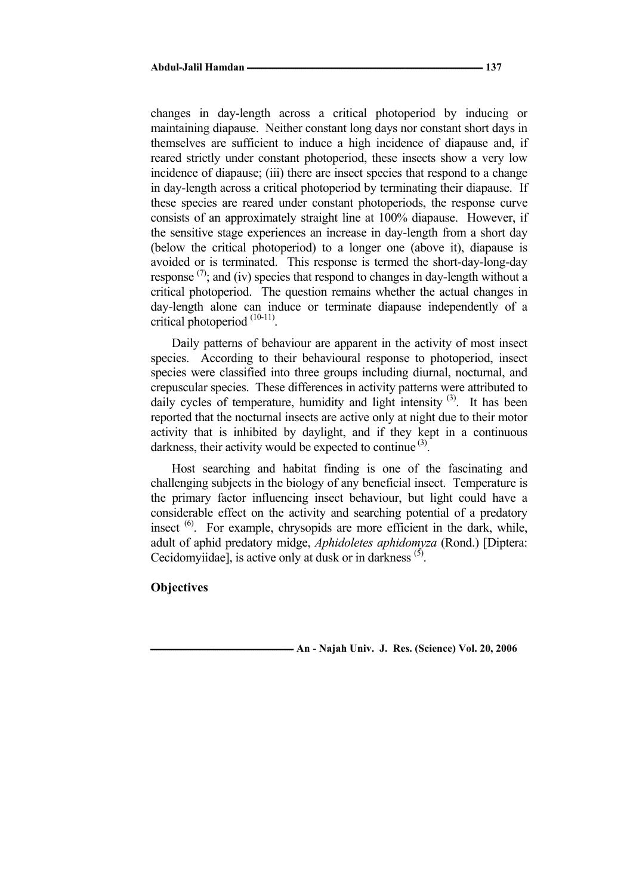changes in day-length across a critical photoperiod by inducing or maintaining diapause. Neither constant long days nor constant short days in themselves are sufficient to induce a high incidence of diapause and, if reared strictly under constant photoperiod, these insects show a very low incidence of diapause; (iii) there are insect species that respond to a change in day-length across a critical photoperiod by terminating their diapause. If these species are reared under constant photoperiods, the response curve consists of an approximately straight line at 100% diapause. However, if the sensitive stage experiences an increase in day-length from a short day (below the critical photoperiod) to a longer one (above it), diapause is avoided or is terminated. This response is termed the short-day-long-day response [7]; and (iv) species that respond to changes in day-length without a critical photoperiod. The question remains whether the actual changes in day-length alone can induce or terminate diapause independently of a critical photoperiod [10-11].

Daily patterns of behaviour are apparent in the activity of most insect species. According to their behavioural response to photoperiod, insect species were classified into three groups including diurnal, nocturnal, and crepuscular species. These differences in activity patterns were attributed to daily cycles of temperature, humidity and light intensity [3]. It has been reported that the nocturnal insects are active only at night due to their motor activity that is inhibited by daylight, and if they kept in a continuous darkness, their activity would be expected to continue [3].

Host searching and habitat finding is one of the fascinating and challenging subjects in the biology of any beneficial insect. Temperature is the primary factor influencing insect behaviour, but light could have a considerable effect on the activity and searching potential of a predatory insect [6]. For example, chrysopids are more efficient in the dark, while, adult of aphid predatory midge, *Aphidoletes aphidomyza* (Rond.) [Diptera: Cecidomyiidae], is active only at dusk or in darkness [5].

## Objectives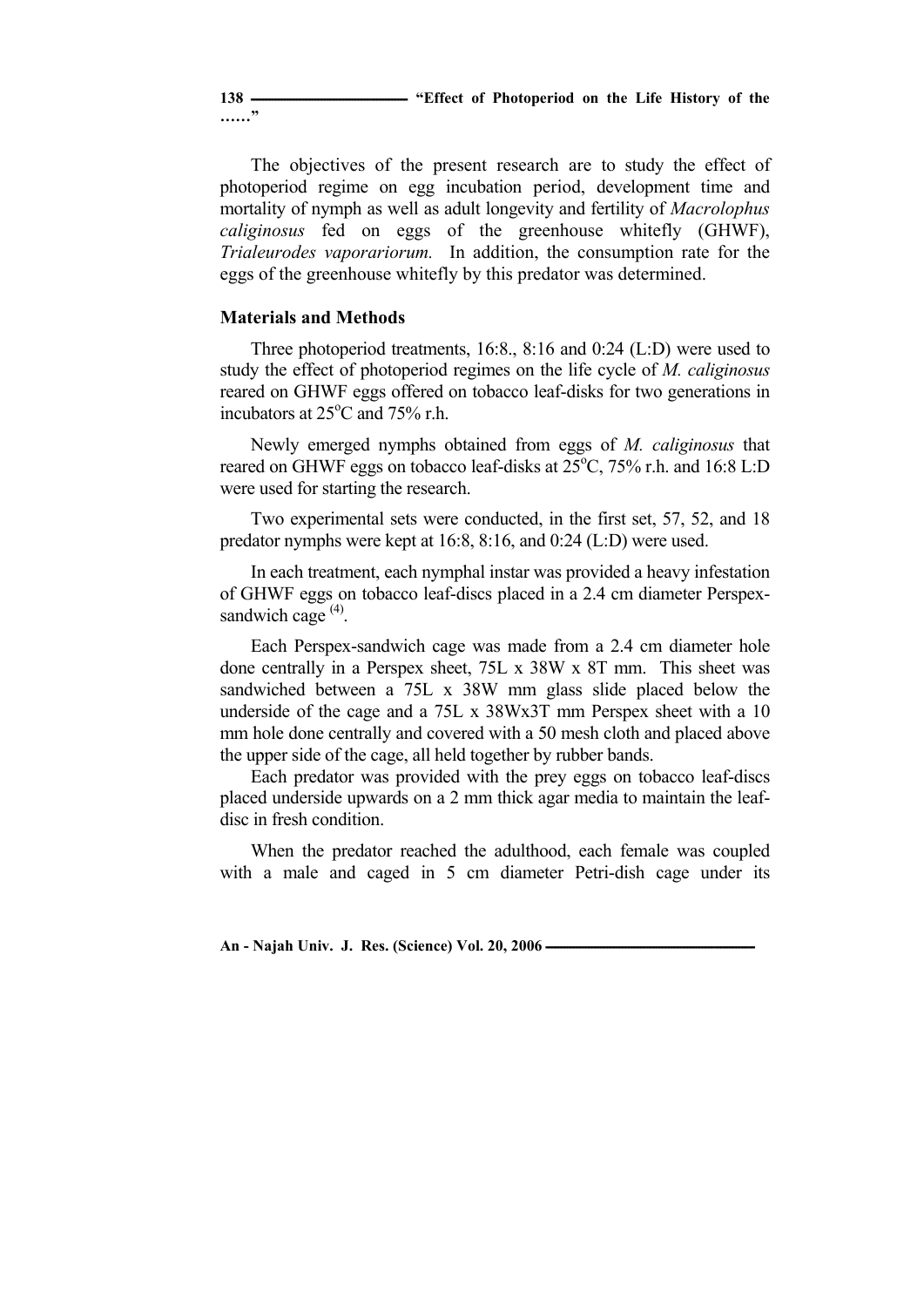The objectives of the present research are to study the effect of photoperiod regime on egg incubation period, development time and mortality of nymph as well as adult longevity and fertility of *Macrolophus caliginosus* fed on eggs of the greenhouse whitefly (GHWF), *Trialeurodes vaporariorum.* In addition, the consumption rate for the eggs of the greenhouse whitefly by this predator was determined.

## Materials and Methods

Three photoperiod treatments, 16:8., 8:16 and 0:24 (L:D) were used to study the effect of photoperiod regimes on the life cycle of *M. caliginosus* reared on GHWF eggs offered on tobacco leaf-disks for two generations in incubators at 25°C and 75% r.h.

Newly emerged nymphs obtained from eggs of *M. caliginosus* that reared on GHWF eggs on tobacco leaf-disks at 25°C, 75% r.h. and 16:8 L:D were used for starting the research.

Two experimental sets were conducted, in the first set, 57, 52, and 18 predator nymphs were kept at 16:8, 8:16, and 0:24 (L:D) were used.

In each treatment, each nymphal instar was provided a heavy infestation of GHWF eggs on tobacco leaf-discs placed in a 2.4 cm diameter Perspex-sandwich cage [(4)].

Each Perspex-sandwich cage was made from a 2.4 cm diameter hole done centrally in a Perspex sheet, 75L x 38W x 8T mm. This sheet was sandwiched between a 75L x 38W mm glass slide placed below the underside of the cage and a 75L x 38Wx3T mm Perspex sheet with a 10 mm hole done centrally and covered with a 50 mesh cloth and placed above the upper side of the cage, all held together by rubber bands.

Each predator was provided with the prey eggs on tobacco leaf-discs placed underside upwards on a 2 mm thick agar media to maintain the leaf-disc in fresh condition.

When the predator reached the adulthood, each female was coupled with a male and caged in 5 cm diameter Petri-dish cage under its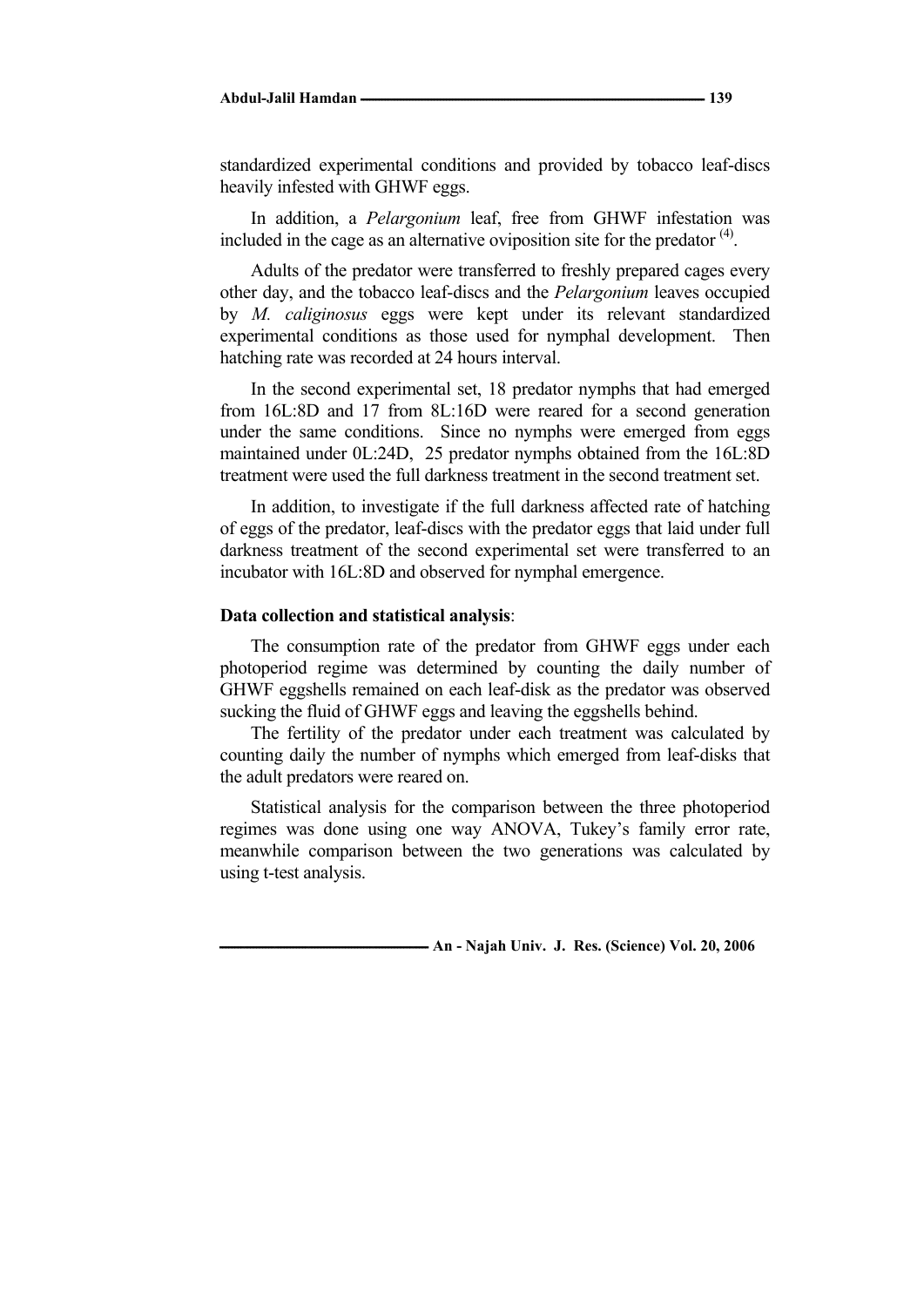standardized experimental conditions and provided by tobacco leaf-discs heavily infested with GHWF eggs.

In addition, a *Pelargonium* leaf, free from GHWF infestation was included in the cage as an alternative oviposition site for the predator [4].

Adults of the predator were transferred to freshly prepared cages every other day, and the tobacco leaf-discs and the *Pelargonium* leaves occupied by *M. caliginosus* eggs were kept under its relevant standardized experimental conditions as those used for nymphal development. Then hatching rate was recorded at 24 hours interval.

In the second experimental set, 18 predator nymphs that had emerged from 16L:8D and 17 from 8L:16D were reared for a second generation under the same conditions. Since no nymphs were emerged from eggs maintained under 0L:24D, 25 predator nymphs obtained from the 16L:8D treatment were used the full darkness treatment in the second treatment set.

In addition, to investigate if the full darkness affected rate of hatching of eggs of the predator, leaf-discs with the predator eggs that laid under full darkness treatment of the second experimental set were transferred to an incubator with 16L:8D and observed for nymphal emergence.

**Data collection and statistical analysis**:

The consumption rate of the predator from GHWF eggs under each photoperiod regime was determined by counting the daily number of GHWF eggshells remained on each leaf-disk as the predator was observed sucking the fluid of GHWF eggs and leaving the eggshells behind.

The fertility of the predator under each treatment was calculated by counting daily the number of nymphs which emerged from leaf-disks that the adult predators were reared on.

Statistical analysis for the comparison between the three photoperiod regimes was done using one way ANOVA, Tukey's family error rate, meanwhile comparison between the two generations was calculated by using t-test analysis.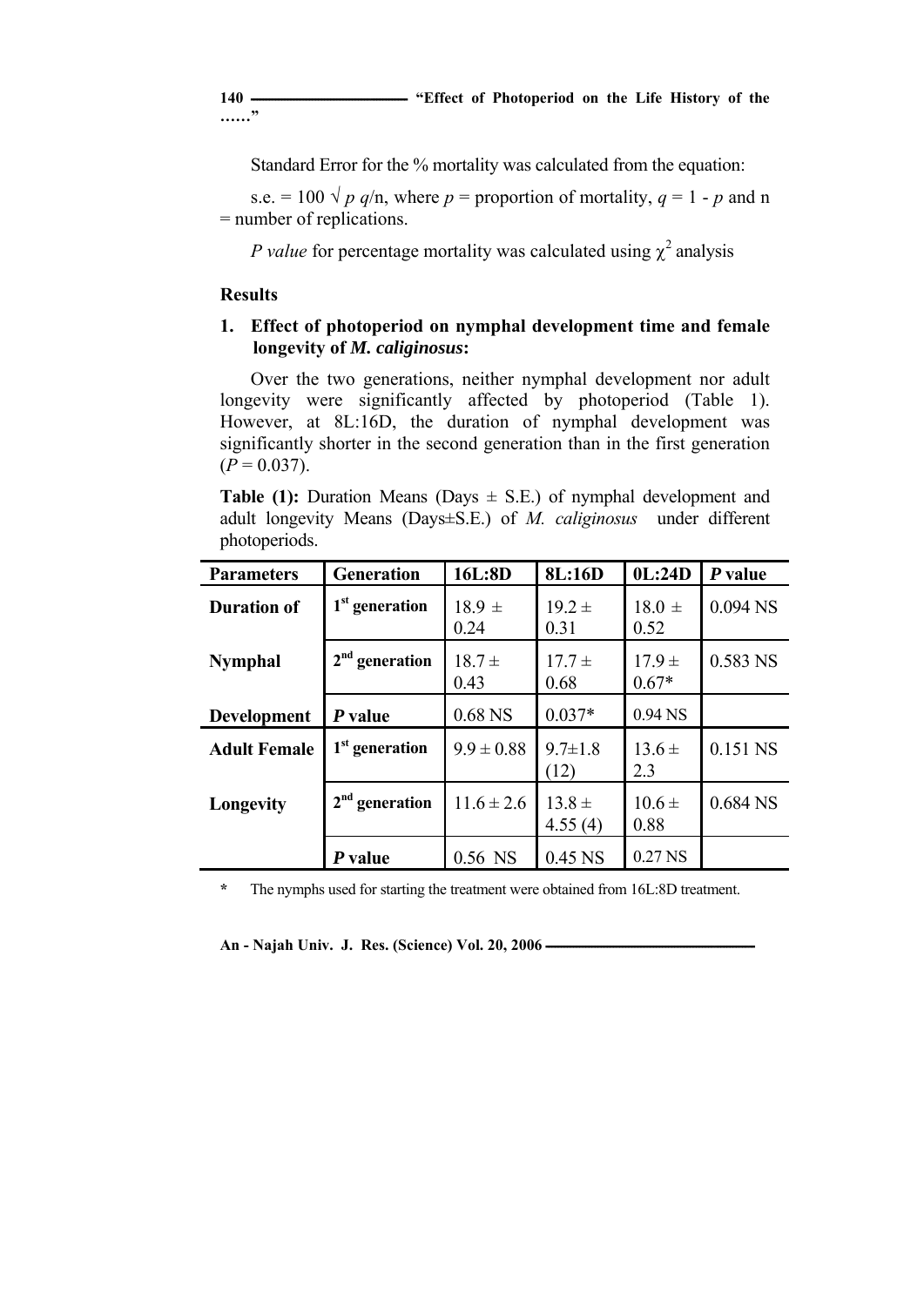Standard Error for the % mortality was calculated from the equation:

s.e. = $100 \sqrt{p\,q/n}$, where $p$ = proportion of mortality, $q = 1 - p$ and n = number of replications.

*P value* for percentage mortality was calculated using $\chi^2$ analysis

## Results

### 1. Effect of photoperiod on nymphal development time and female longevity of *M. caliginosus*:

Over the two generations, neither nymphal development nor adult longevity were significantly affected by photoperiod (Table 1). However, at 8L:16D, the duration of nymphal development was significantly shorter in the second generation than in the first generation ($P = 0.037$).

**Table (1):** Duration Means (Days ± S.E.) of nymphal development and adult longevity Means (Days±S.E.) of *M. caliginosus* under different photoperiods.

| Parameters | Generation | 16L:8D | 8L:16D | 0L:24D | *P* value |
|---|---|---|---|---|---|
| Duration of Nymphal Development | 1st generation | 18.9 ± 0.24 | 19.2 ± 0.31 | 18.0 ± 0.52 | 0.094 NS |
| | 2nd generation | 18.7 ± 0.43 | 17.7 ± 0.68 | 17.9 ± 0.67* | 0.583 NS |
| | *P* value | 0.68 NS | 0.037* | 0.94 NS | |
| Adult Female Longevity | 1st generation | 9.9 ± 0.88 | 9.7±1.8 (12) | 13.6 ± 2.3 | 0.151 NS |
| | 2nd generation | 11.6 ± 2.6 | 13.8 ± 4.55 (4) | 10.6 ± 0.88 | 0.684 NS |
| | *P* value | 0.56 NS | 0.45 NS | 0.27 NS | |

\* The nymphs used for starting the treatment were obtained from 16L:8D treatment.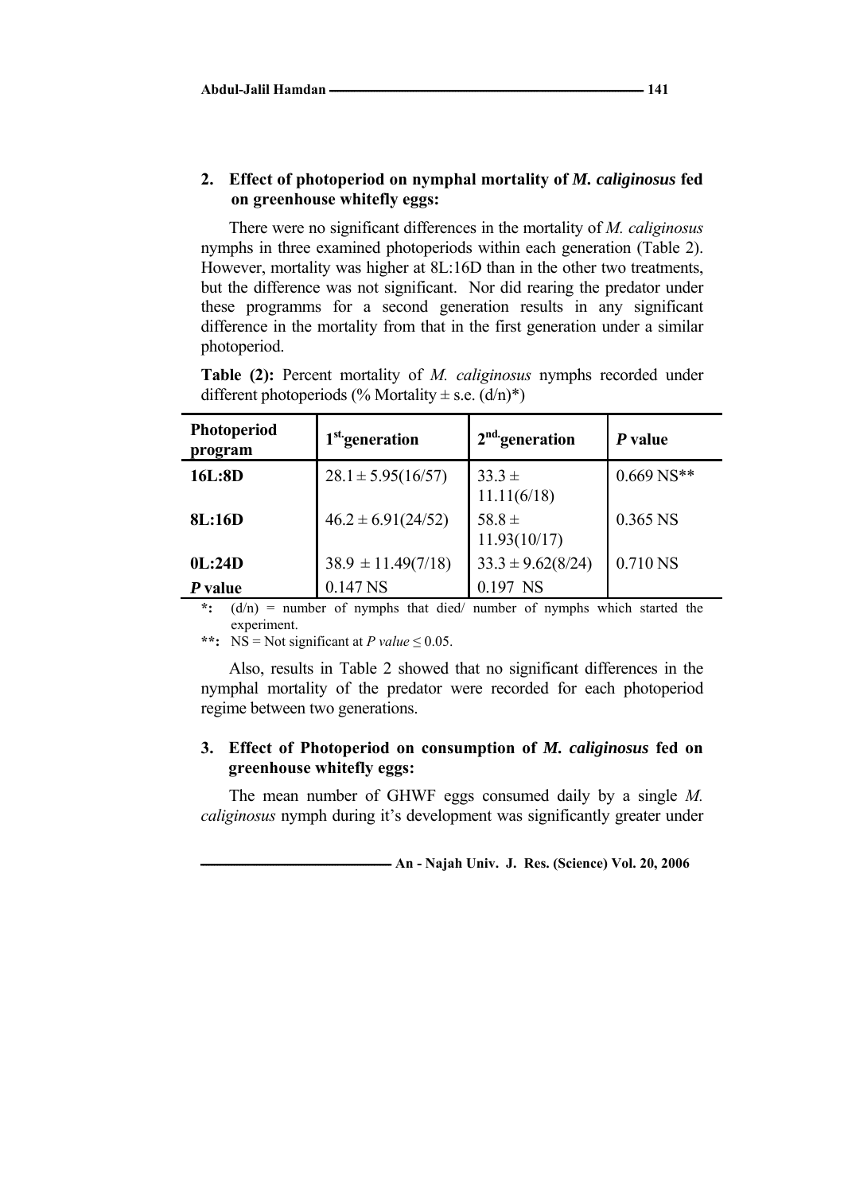## 2. Effect of photoperiod on nymphal mortality of *M. caliginosus* fed on greenhouse whitefly eggs:

There were no significant differences in the mortality of *M. caliginosus* nymphs in three examined photoperiods within each generation (Table 2). However, mortality was higher at 8L:16D than in the other two treatments, but the difference was not significant. Nor did rearing the predator under these programms for a second generation results in any significant difference in the mortality from that in the first generation under a similar photoperiod.

**Table (2):** Percent mortality of *M. caliginosus* nymphs recorded under different photoperiods (% Mortality ± s.e. (d/n)*)

| Photoperiod program | 1$^{st.}$generation | 2$^{nd.}$generation | *P* value |
|---|---|---|---|
| **16L:8D** | 28.1 ± 5.95(16/57) | 33.3 ± 11.11(6/18) | 0.669 NS** |
| **8L:16D** | 46.2 ± 6.91(24/52) | 58.8 ± 11.93(10/17) | 0.365 NS |
| **0L:24D** | 38.9 ± 11.49(7/18) | 33.3 ± 9.62(8/24) | 0.710 NS |
| ***P* value** | 0.147 NS | 0.197 NS | |

**\*:** (d/n) = number of nymphs that died/ number of nymphs which started the experiment.

**\*\*:** NS = Not significant at *P value* ≤ 0.05.

Also, results in Table 2 showed that no significant differences in the nymphal mortality of the predator were recorded for each photoperiod regime between two generations.

## 3. Effect of Photoperiod on consumption of *M. caliginosus* fed on greenhouse whitefly eggs:

The mean number of GHWF eggs consumed daily by a single *M. caliginosus* nymph during it's development was significantly greater under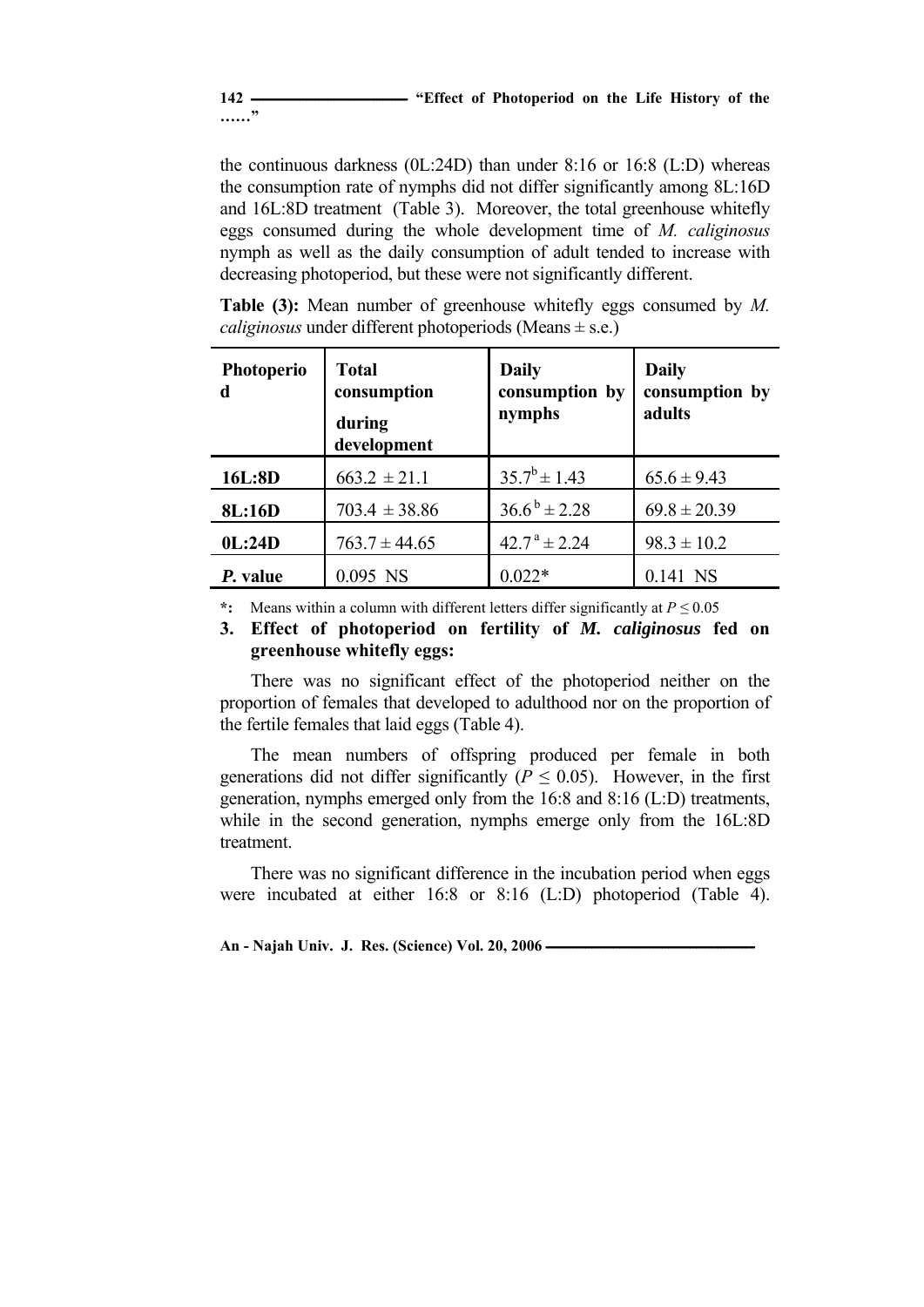the continuous darkness (0L:24D) than under 8:16 or 16:8 (L:D) whereas the consumption rate of nymphs did not differ significantly among 8L:16D and 16L:8D treatment (Table 3). Moreover, the total greenhouse whitefly eggs consumed during the whole development time of *M. caliginosus* nymph as well as the daily consumption of adult tended to increase with decreasing photoperiod, but these were not significantly different.

**Table (3):** Mean number of greenhouse whitefly eggs consumed by *M. caliginosus* under different photoperiods (Means ± s.e.)

| Photoperiod | Total consumption during development | Daily consumption by nymphs | Daily consumption by adults |
|---|---|---|---|
| **16L:8D** | 663.2 ± 21.1 | $35.7^{b}$ ± 1.43 | 65.6 ± 9.43 |
| **8L:16D** | 703.4 ± 38.86 | $36.6^{b}$ ± 2.28 | 69.8 ± 20.39 |
| **0L:24D** | 763.7 ± 44.65 | $42.7^{a}$ ± 2.24 | 98.3 ± 10.2 |
| ***P.* value** | 0.095 NS | 0.022* | 0.141 NS |

**\*:** Means within a column with different letters differ significantly at $P \leq 0.05$

**3. Effect of photoperiod on fertility of *M. caliginosus* fed on greenhouse whitefly eggs:**

There was no significant effect of the photoperiod neither on the proportion of females that developed to adulthood nor on the proportion of the fertile females that laid eggs (Table 4).

The mean numbers of offspring produced per female in both generations did not differ significantly ($P \leq 0.05$). However, in the first generation, nymphs emerged only from the 16:8 and 8:16 (L:D) treatments, while in the second generation, nymphs emerge only from the 16L:8D treatment.

There was no significant difference in the incubation period when eggs were incubated at either 16:8 or 8:16 (L:D) photoperiod (Table 4).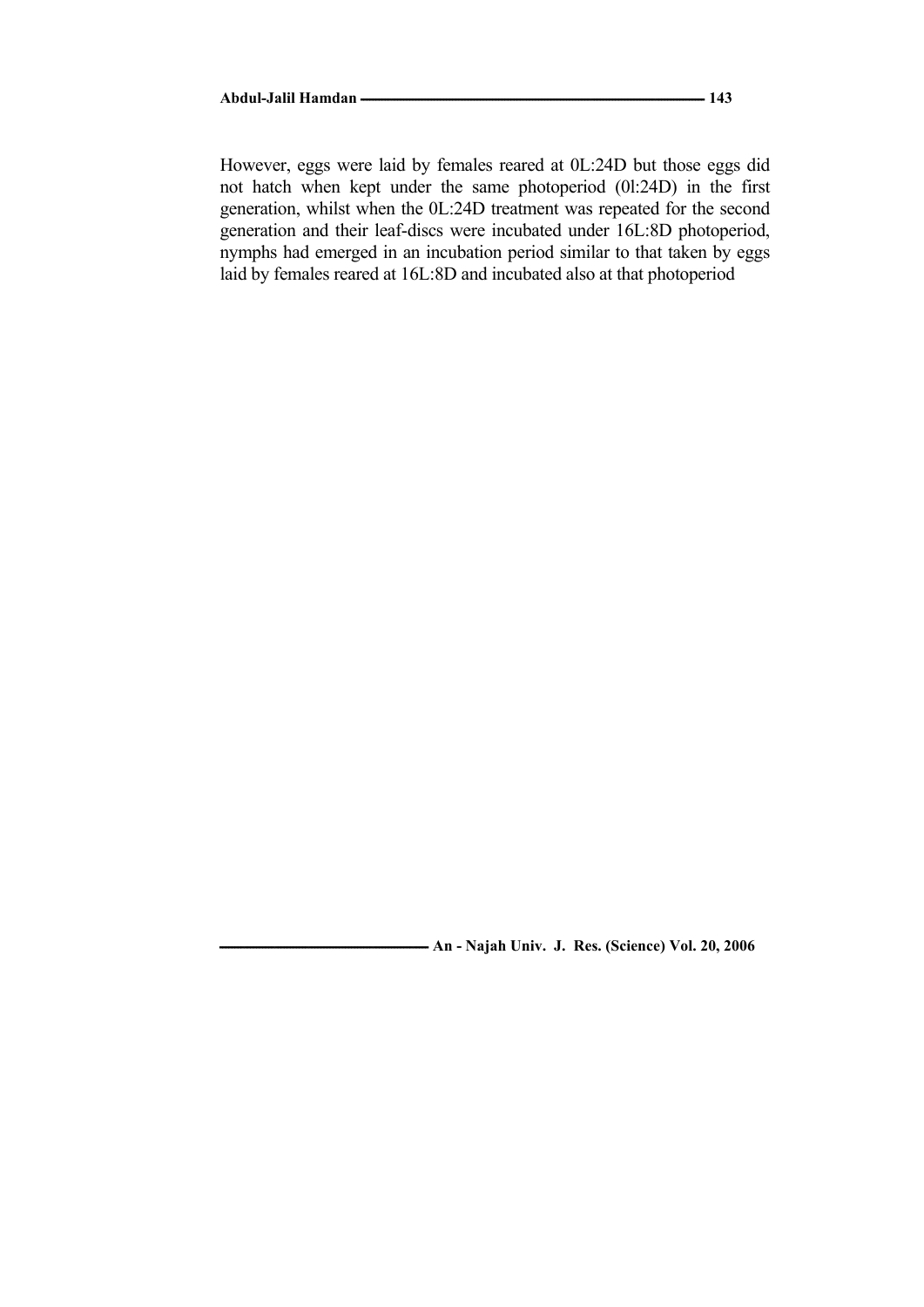However, eggs were laid by females reared at 0L:24D but those eggs did not hatch when kept under the same photoperiod (0l:24D) in the first generation, whilst when the 0L:24D treatment was repeated for the second generation and their leaf-discs were incubated under 16L:8D photoperiod, nymphs had emerged in an incubation period similar to that taken by eggs laid by females reared at 16L:8D and incubated also at that photoperiod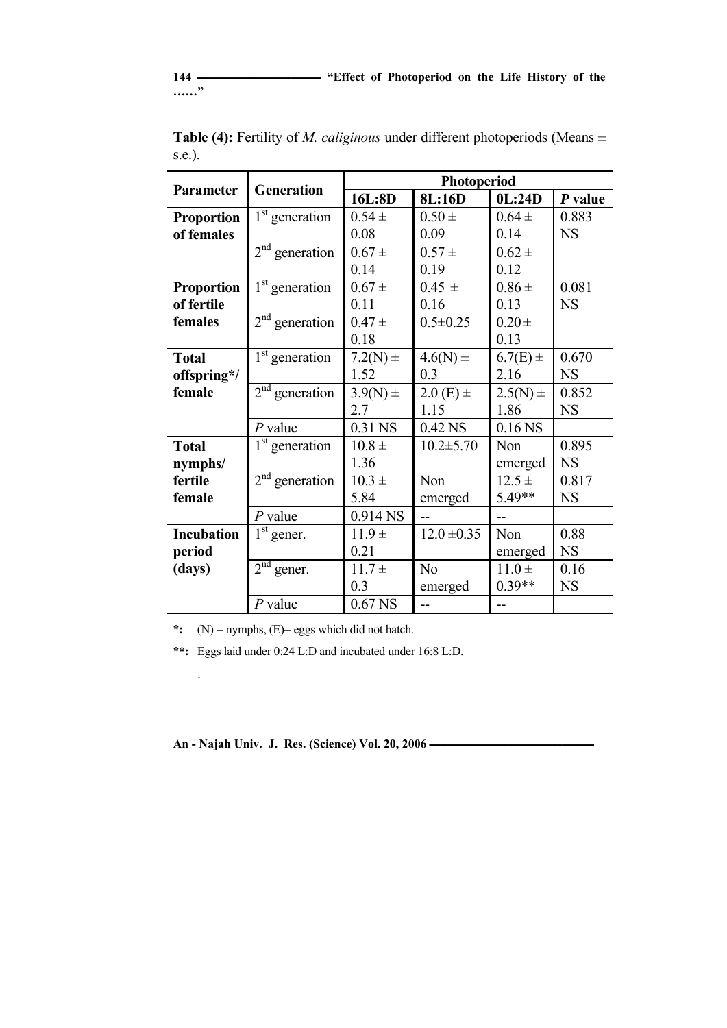**Table (4):** Fertility of *M. caliginous* under different photoperiods (Means ± s.e.).

| Parameter | Generation | Photoperiod | | | |
|---|---|---|---|---|---|
| | | 16L:8D | 8L:16D | 0L:24D | *P* value |
| **Proportion of females** | 1st generation | 0.54 ± 0.08 | 0.50 ± 0.09 | 0.64 ± 0.14 | 0.883 NS |
| | 2nd generation | 0.67 ± 0.14 | 0.57 ± 0.19 | 0.62 ± 0.12 | |
| **Proportion of fertile females** | 1st generation | 0.67 ± 0.11 | 0.45 ± 0.16 | 0.86 ± 0.13 | 0.081 NS |
| | 2nd generation | 0.47 ± 0.18 | 0.5±0.25 | 0.20 ± 0.13 | |
| **Total offspring*/ female** | 1st generation | 7.2(N) ± 1.52 | 4.6(N) ± 0.3 | 6.7(E) ± 2.16 | 0.670 NS |
| | 2nd generation | 3.9(N) ± 2.7 | 2.0 (E) ± 1.15 | 2.5(N) ± 1.86 | 0.852 NS |
| | *P* value | 0.31 NS | 0.42 NS | 0.16 NS | |
| **Total nymphs/ fertile female** | 1st generation | 10.8 ± 1.36 | 10.2±5.70 | Non emerged | 0.895 NS |
| | 2nd generation | 10.3 ± 5.84 | Non emerged | 12.5 ± 5.49** | 0.817 NS |
| | *P* value | 0.914 NS | -- | -- | |
| **Incubation period (days)** | 1st gener. | 11.9 ± 0.21 | 12.0 ±0.35 | Non emerged | 0.88 NS |
| | 2nd gener. | 11.7 ± 0.3 | No emerged | 11.0 ± 0.39** | 0.16 NS |
| | *P* value | 0.67 NS | -- | -- | |

**\*:** (N) = nymphs, (E)= eggs which did not hatch.

**\*\*:** Eggs laid under 0:24 L:D and incubated under 16:8 L:D.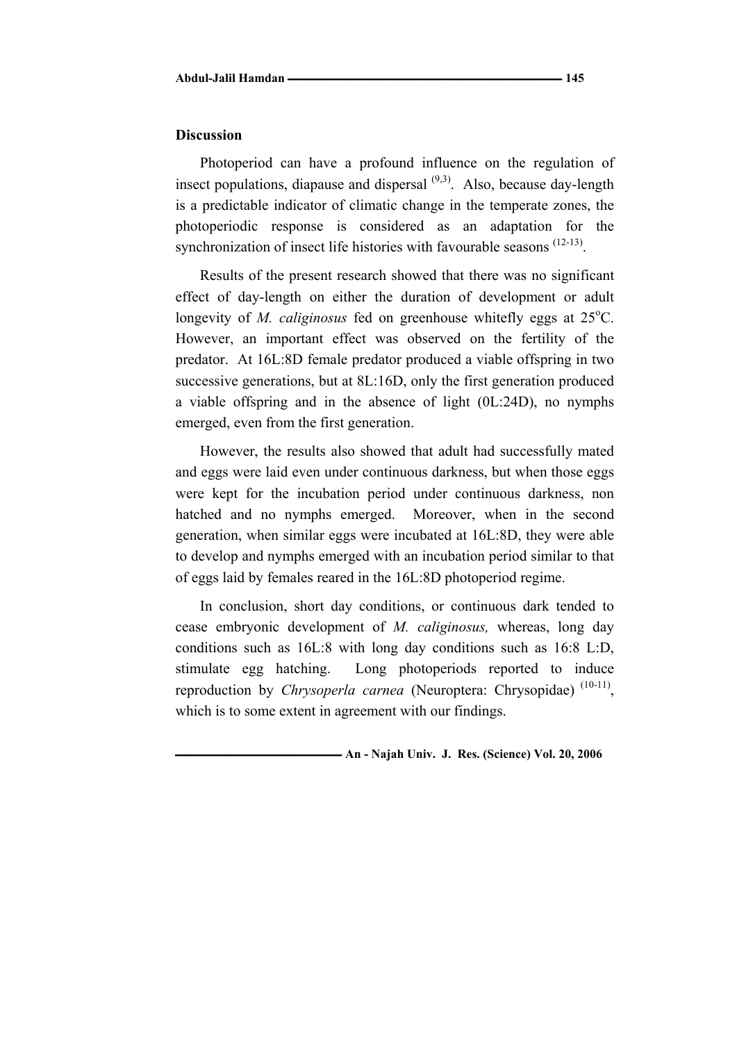## Discussion

Photoperiod can have a profound influence on the regulation of insect populations, diapause and dispersal [9,3]. Also, because day-length is a predictable indicator of climatic change in the temperate zones, the photoperiodic response is considered as an adaptation for the synchronization of insect life histories with favourable seasons [12-13].

Results of the present research showed that there was no significant effect of day-length on either the duration of development or adult longevity of *M. caliginosus* fed on greenhouse whitefly eggs at 25$^{o}$C. However, an important effect was observed on the fertility of the predator. At 16L:8D female predator produced a viable offspring in two successive generations, but at 8L:16D, only the first generation produced a viable offspring and in the absence of light (0L:24D), no nymphs emerged, even from the first generation.

However, the results also showed that adult had successfully mated and eggs were laid even under continuous darkness, but when those eggs were kept for the incubation period under continuous darkness, non hatched and no nymphs emerged. Moreover, when in the second generation, when similar eggs were incubated at 16L:8D, they were able to develop and nymphs emerged with an incubation period similar to that of eggs laid by females reared in the 16L:8D photoperiod regime.

In conclusion, short day conditions, or continuous dark tended to cease embryonic development of *M. caliginosus,* whereas, long day conditions such as 16L:8 with long day conditions such as 16:8 L:D, stimulate egg hatching. Long photoperiods reported to induce reproduction by *Chrysoperla carnea* (Neuroptera: Chrysopidae) [10-11], which is to some extent in agreement with our findings.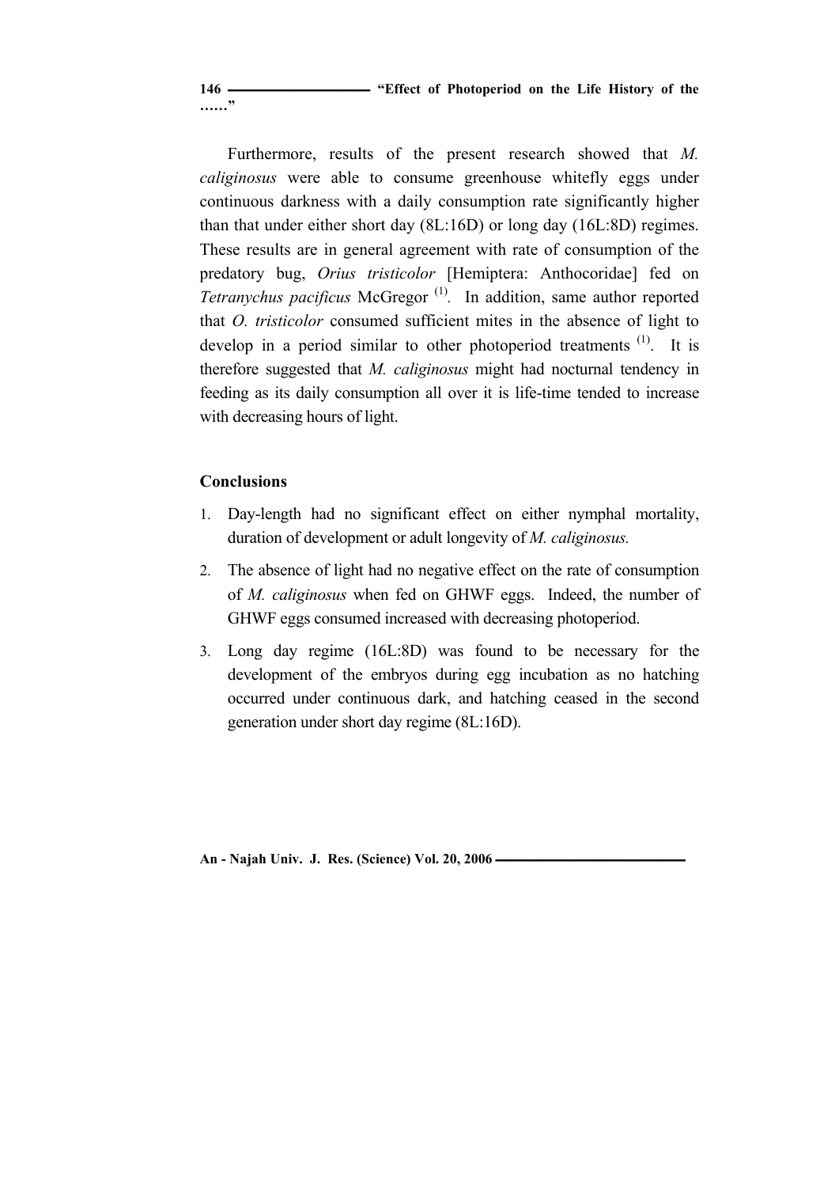Furthermore, results of the present research showed that *M. caliginosus* were able to consume greenhouse whitefly eggs under continuous darkness with a daily consumption rate significantly higher than that under either short day (8L:16D) or long day (16L:8D) regimes. These results are in general agreement with rate of consumption of the predatory bug, *Orius tristicolor* [Hemiptera: Anthocoridae] fed on *Tetranychus pacificus* McGregor [(1)]. In addition, same author reported that *O. tristicolor* consumed sufficient mites in the absence of light to develop in a period similar to other photoperiod treatments [(1)]. It is therefore suggested that *M. caliginosus* might had nocturnal tendency in feeding as its daily consumption all over it is life-time tended to increase with decreasing hours of light.

## Conclusions

1. Day-length had no significant effect on either nymphal mortality, duration of development or adult longevity of *M. caliginosus.*
2. The absence of light had no negative effect on the rate of consumption of *M. caliginosus* when fed on GHWF eggs. Indeed, the number of GHWF eggs consumed increased with decreasing photoperiod.
3. Long day regime (16L:8D) was found to be necessary for the development of the embryos during egg incubation as no hatching occurred under continuous dark, and hatching ceased in the second generation under short day regime (8L:16D).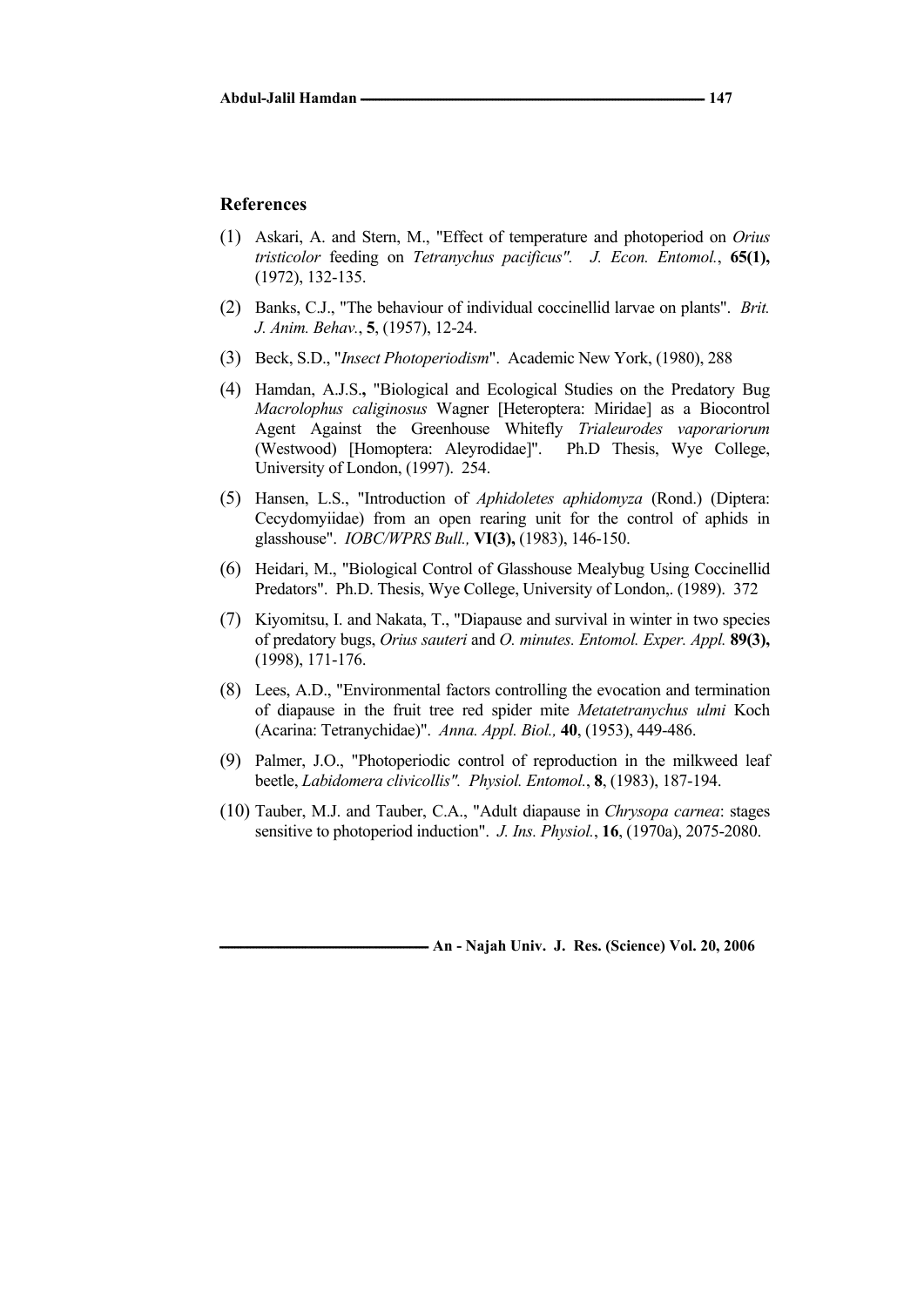## References

(1) Askari, A. and Stern, M., "Effect of temperature and photoperiod on *Orius tristicolor* feeding on *Tetranychus pacificus". J. Econ. Entomol.*, **65(1),** (1972), 132-135.

(2) Banks, C.J., "The behaviour of individual coccinellid larvae on plants". *Brit. J. Anim. Behav.*, **5**, (1957), 12-24.

(3) Beck, S.D., "*Insect Photoperiodism*". Academic New York, (1980), 288

(4) Hamdan, A.J.S**.,** "Biological and Ecological Studies on the Predatory Bug *Macrolophus caliginosus* Wagner [Heteroptera: Miridae] as a Biocontrol Agent Against the Greenhouse Whitefly *Trialeurodes vaporariorum* (Westwood) [Homoptera: Aleyrodidae]". Ph.D Thesis, Wye College, University of London, (1997). 254.

(5) Hansen, L.S., "Introduction of *Aphidoletes aphidomyza* (Rond.) (Diptera: Cecydomyiidae) from an open rearing unit for the control of aphids in glasshouse". *IOBC/WPRS Bull.,* **VI(3),** (1983), 146-150.

(6) Heidari, M., "Biological Control of Glasshouse Mealybug Using Coccinellid Predators". Ph.D. Thesis, Wye College, University of London,. (1989). 372

(7) Kiyomitsu, I. and Nakata, T., "Diapause and survival in winter in two species of predatory bugs, *Orius sauteri* and *O. minutes. Entomol. Exper. Appl.* **89(3),** (1998), 171-176.

(8) Lees, A.D., "Environmental factors controlling the evocation and termination of diapause in the fruit tree red spider mite *Metatetranychus ulmi* Koch (Acarina: Tetranychidae)". *Anna. Appl. Biol.,* **40**, (1953), 449-486.

(9) Palmer, J.O., "Photoperiodic control of reproduction in the milkweed leaf beetle, *Labidomera clivicollis". Physiol. Entomol.*, **8**, (1983), 187-194.

(10) Tauber, M.J. and Tauber, C.A., "Adult diapause in *Chrysopa carnea*: stages sensitive to photoperiod induction". *J. Ins. Physiol.*, **16**, (1970a), 2075-2080.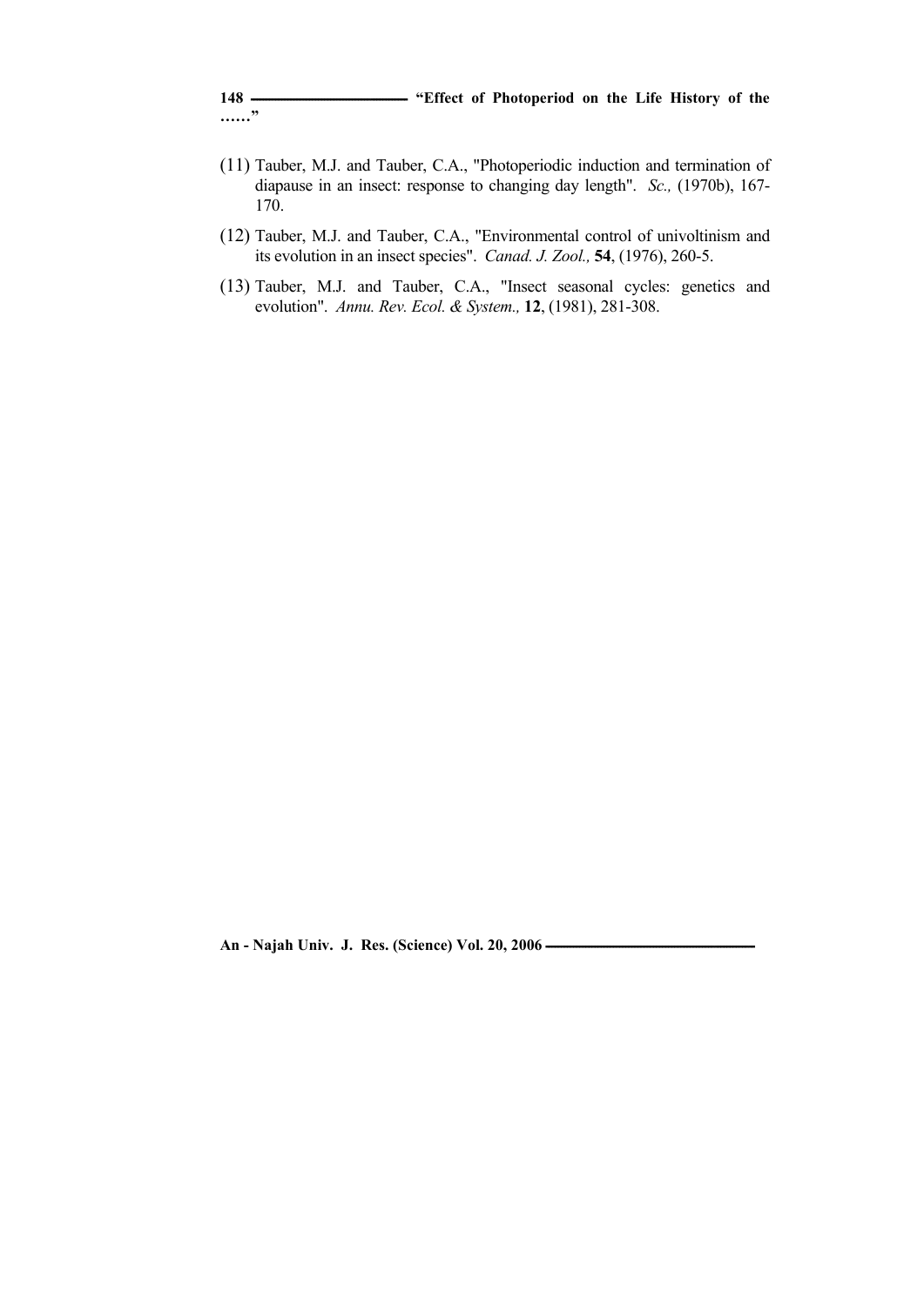(11) Tauber, M.J. and Tauber, C.A., "Photoperiodic induction and termination of diapause in an insect: response to changing day length". *Sc.,* (1970b), 167-170.

(12) Tauber, M.J. and Tauber, C.A., "Environmental control of univoltinism and its evolution in an insect species". *Canad. J. Zool.,* **54**, (1976), 260-5.

(13) Tauber, M.J. and Tauber, C.A., "Insect seasonal cycles: genetics and evolution". *Annu. Rev. Ecol. & System.,* **12**, (1981), 281-308.